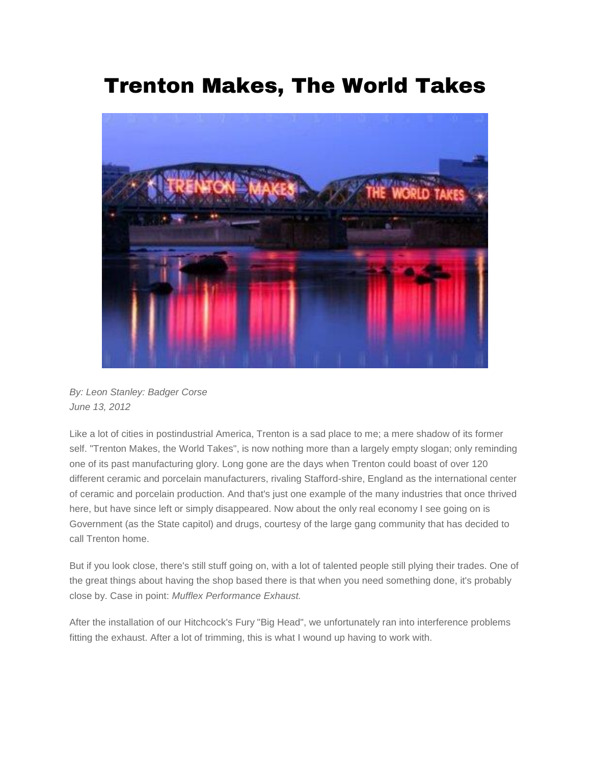# Trenton Makes, The World Takes

*By: Leon Stanley: Badger Corse*
*June 13, 2012*

Like a lot of cities in postindustrial America, Trenton is a sad place to me; a mere shadow of its former self. "Trenton Makes, the World Takes", is now nothing more than a largely empty slogan; only reminding one of its past manufacturing glory. Long gone are the days when Trenton could boast of over 120 different ceramic and porcelain manufacturers, rivaling Stafford-shire, England as the international center of ceramic and porcelain production. And that's just one example of the many industries that once thrived here, but have since left or simply disappeared. Now about the only real economy I see going on is Government (as the State capitol) and drugs, courtesy of the large gang community that has decided to call Trenton home.

But if you look close, there's still stuff going on, with a lot of talented people still plying their trades. One of the great things about having the shop based there is that when you need something done, it's probably close by. Case in point: *Mufflex Performance Exhaust.*

After the installation of our Hitchcock's Fury "Big Head", we unfortunately ran into interference problems fitting the exhaust. After a lot of trimming, this is what I wound up having to work with.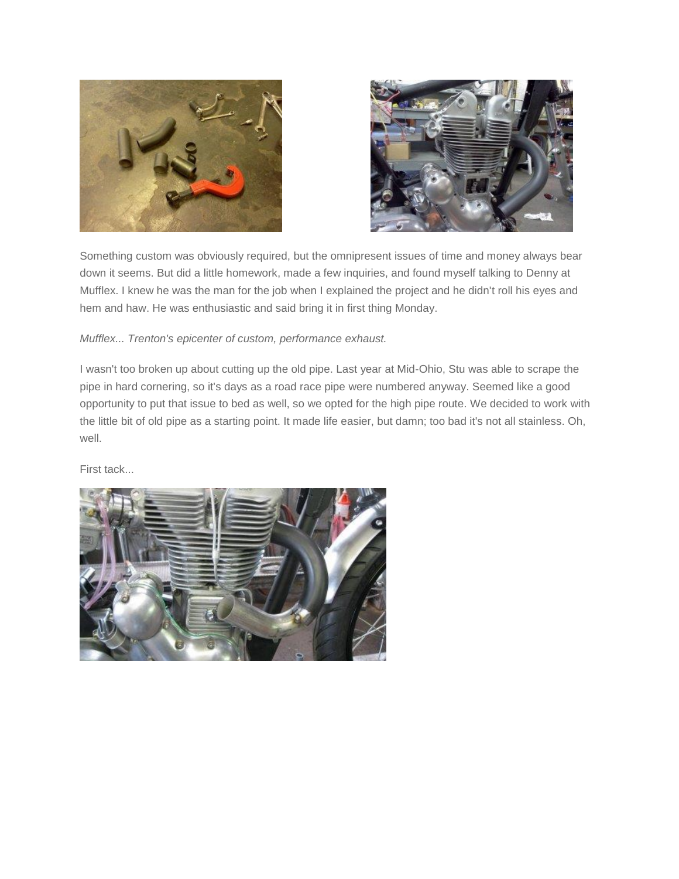Something custom was obviously required, but the omnipresent issues of time and money always bear down it seems. But did a little homework, made a few inquiries, and found myself talking to Denny at Mufflex. I knew he was the man for the job when I explained the project and he didn't roll his eyes and hem and haw. He was enthusiastic and said bring it in first thing Monday.

*Mufflex... Trenton's epicenter of custom, performance exhaust.*

I wasn't too broken up about cutting up the old pipe. Last year at Mid-Ohio, Stu was able to scrape the pipe in hard cornering, so it's days as a road race pipe were numbered anyway. Seemed like a good opportunity to put that issue to bed as well, so we opted for the high pipe route. We decided to work with the little bit of old pipe as a starting point. It made life easier, but damn; too bad it's not all stainless. Oh, well.

First tack...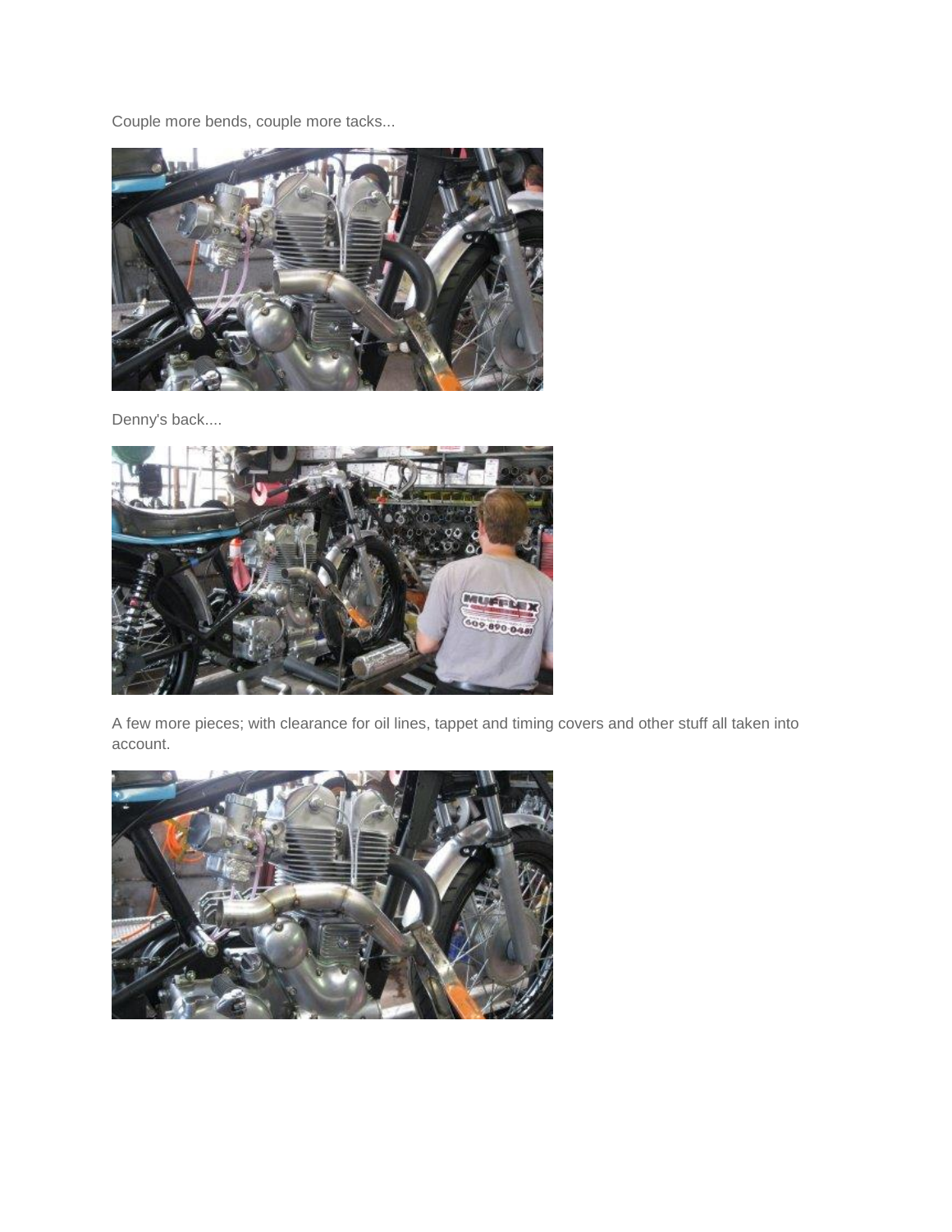Couple more bends, couple more tacks...

Denny's back....

A few more pieces; with clearance for oil lines, tappet and timing covers and other stuff all taken into account.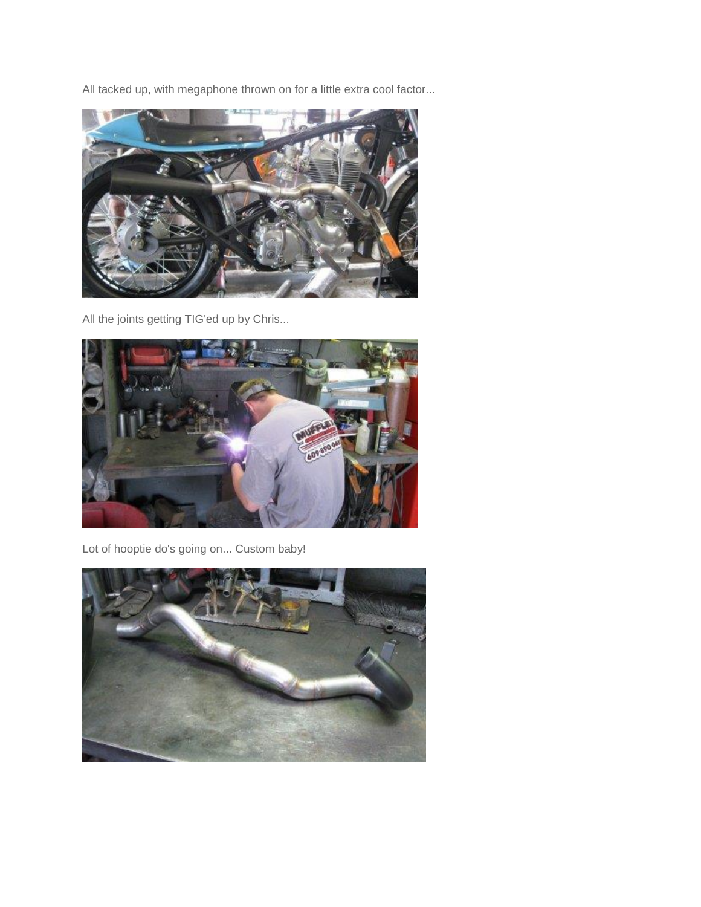All tacked up, with megaphone thrown on for a little extra cool factor...

All the joints getting TIG'ed up by Chris...

Lot of hooptie do's going on... Custom baby!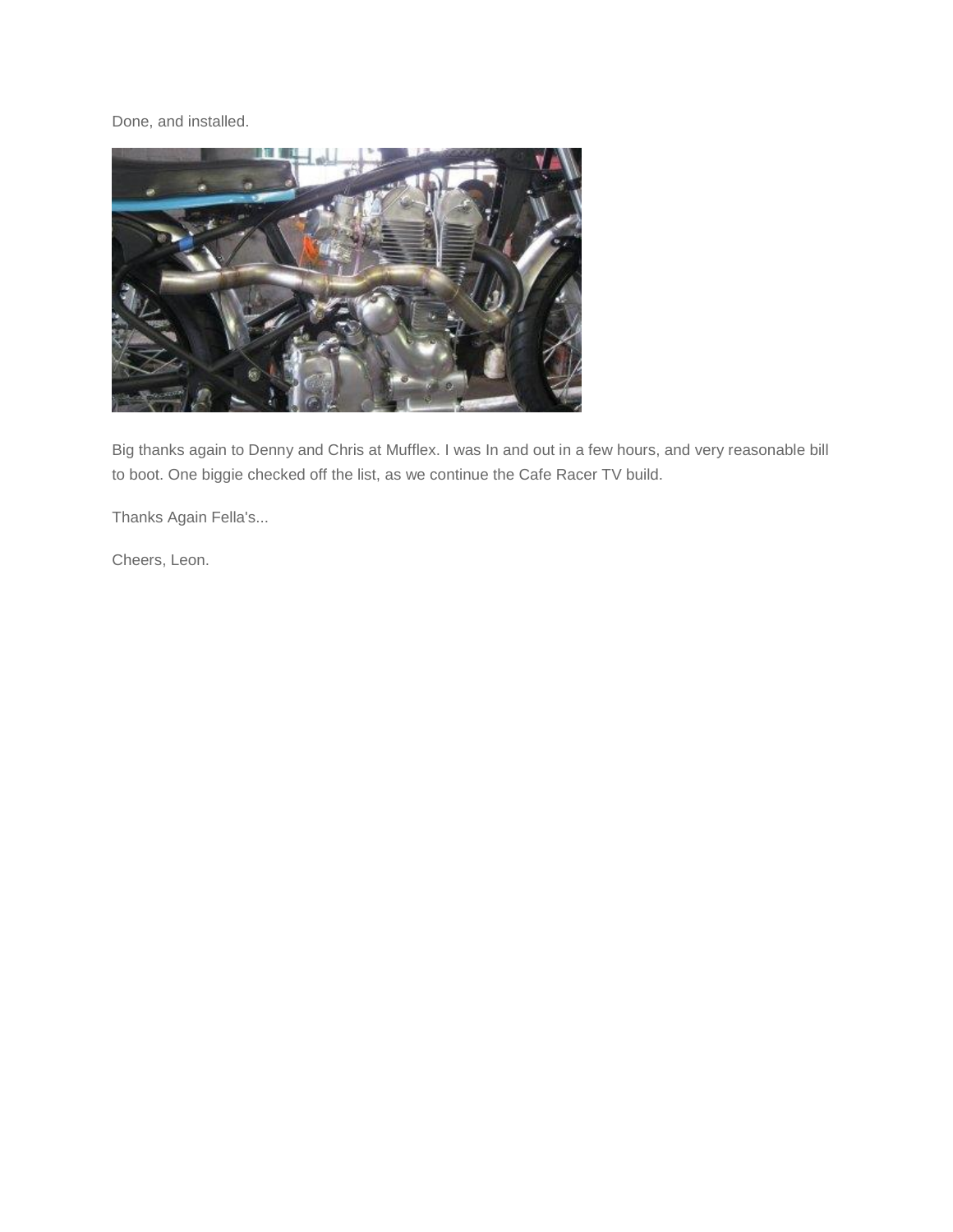Done, and installed.

Big thanks again to Denny and Chris at Mufflex. I was In and out in a few hours, and very reasonable bill to boot. One biggie checked off the list, as we continue the Cafe Racer TV build.

Thanks Again Fella's...

Cheers, Leon.